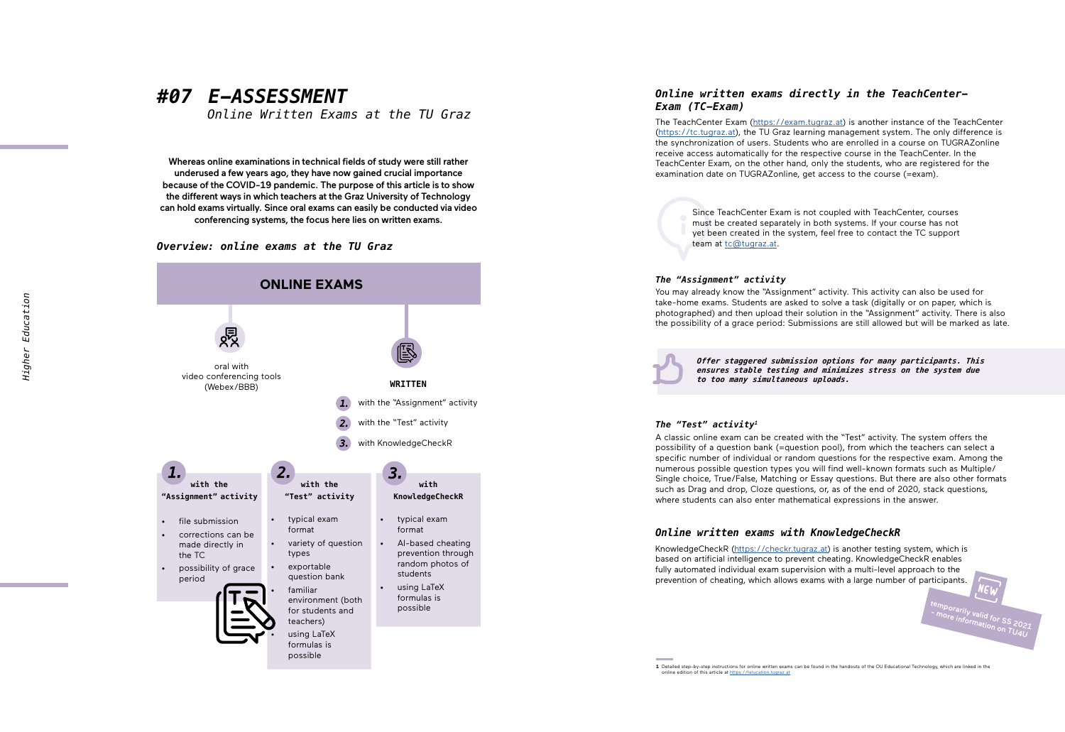# #07 E-ASSESSMENT

*Online Written Exams at the TU Graz*

**Whereas online examinations in technical fields of study were still rather underused a few years ago, they have now gained crucial importance because of the COVID-19 pandemic. The purpose of this article is to show the different ways in which teachers at the Graz University of Technology can hold exams virtually. Since oral exams can easily be conducted via video conferencing systems, the focus here lies on written exams.**

## *Overview: online exams at the TU Graz*

**ONLINE EXAMS**

- oral with video conferencing tools (Webex/BBB)
- **WRITTEN**
  1. with the "Assignment" activity
  2. with the "Test" activity
  3. with KnowledgeCheckR

**1. with the "Assignment" activity**

- file submission
- corrections can be made directly in the TC
- possibility of grace period

**2. with the "Test" activity**

- typical exam format
- variety of question types
- exportable question bank
- familiar environment (both for students and teachers)
- using LaTeX formulas is possible

**3. with KnowledgeCheckR**

- typical exam format
- AI-based cheating prevention through random photos of students
- using LaTeX formulas is possible

## *Online written exams directly in the TeachCenter-Exam (TC-Exam)*

The TeachCenter Exam (https://exam.tugraz.at) is another instance of the TeachCenter (https://tc.tugraz.at), the TU Graz learning management system. The only difference is the synchronization of users. Students who are enrolled in a course on TUGRAZonline receive access automatically for the respective course in the TeachCenter. In the TeachCenter Exam, on the other hand, only the students, who are registered for the examination date on TUGRAZonline, get access to the course (=exam).

> Since TeachCenter Exam is not coupled with TeachCenter, courses must be created separately in both systems. If your course has not yet been created in the system, feel free to contact the TC support team at tc@tugraz.at.

### *The "Assignment" activity*

You may already know the "Assignment" activity. This activity can also be used for take-home exams. Students are asked to solve a task (digitally or on paper, which is photographed) and then upload their solution in the "Assignment" activity. There is also the possibility of a grace period: Submissions are still allowed but will be marked as late.

> ***Offer staggered submission options for many participants. This ensures stable testing and minimizes stress on the system due to too many simultaneous uploads.***

### *The "Test" activity[1]*

A classic online exam can be created with the "Test" activity. The system offers the possibility of a question bank (=question pool), from which the teachers can select a specific number of individual or random questions for the respective exam. Among the numerous possible question types you will find well-known formats such as Multiple/Single choice, True/False, Matching or Essay questions. But there are also other formats such as Drag and drop, Cloze questions, or, as of the end of 2020, stack questions, where students can also enter mathematical expressions in the answer.

## *Online written exams with KnowledgeCheckR*

KnowledgeCheckR (https://checkr.tugraz.at) is another testing system, which is based on artificial intelligence to prevent cheating. KnowledgeCheckR enables fully automated individual exam supervision with a multi-level approach to the prevention of cheating, which allows exams with a large number of participants.

NEW – temporarily valid for SS 2021 – more information on TU4U

1 Detailed step-by-step instructions for online written exams can be found in the handouts of the OU Educational Technology, which are linked in the online edition of this article at https://telucation.tugraz.at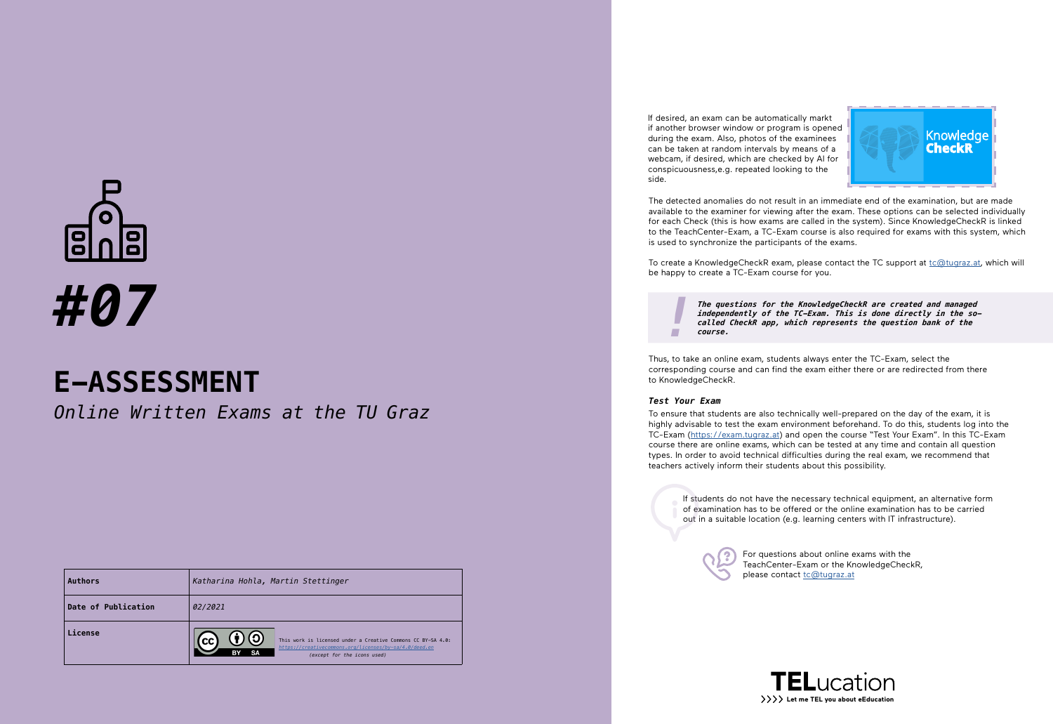# #07

# E-ASSESSMENT

*Online Written Exams at the TU Graz*

| | |
|---|---|
| **Authors** | *Katharina Hohla, Martin Stettinger* |
| **Date of Publication** | *02/2021* |
| **License** | This work is licensed under a Creative Commons CC BY-SA 4.0: *https://creativecommons.org/licenses/by-sa/4.0/deed.en* (except for the icons used) |

If desired, an exam can be automatically markt if another browser window or program is opened during the exam. Also, photos of the examinees can be taken at random intervals by means of a webcam, if desired, which are checked by AI for conspicuousness,e.g. repeated looking to the side.

The detected anomalies do not result in an immediate end of the examination, but are made available to the examiner for viewing after the exam. These options can be selected individually for each Check (this is how exams are called in the system). Since KnowledgeCheckR is linked to the TeachCenter-Exam, a TC-Exam course is also required for exams with this system, which is used to synchronize the participants of the exams.

To create a KnowledgeCheckR exam, please contact the TC support at tc@tugraz.at, which will be happy to create a TC-Exam course for you.

> ***The questions for the KnowledgeCheckR are created and managed independently of the TC-Exam. This is done directly in the so-called CheckR app, which represents the question bank of the course.***

Thus, to take an online exam, students always enter the TC-Exam, select the corresponding course and can find the exam either there or are redirected from there to KnowledgeCheckR.

### *Test Your Exam*

To ensure that students are also technically well-prepared on the day of the exam, it is highly advisable to test the exam environment beforehand. To do this, students log into the TC-Exam (https://exam.tugraz.at) and open the course "Test Your Exam". In this TC-Exam course there are online exams, which can be tested at any time and contain all question types. In order to avoid technical difficulties during the real exam, we recommend that teachers actively inform their students about this possibility.

If students do not have the necessary technical equipment, an alternative form of examination has to be offered or the online examination has to be carried out in a suitable location (e.g. learning centers with IT infrastructure).

For questions about online exams with the TeachCenter-Exam or the KnowledgeCheckR, please contact tc@tugraz.at

**TEL**ucation

›››› Let me TEL you about eEducation